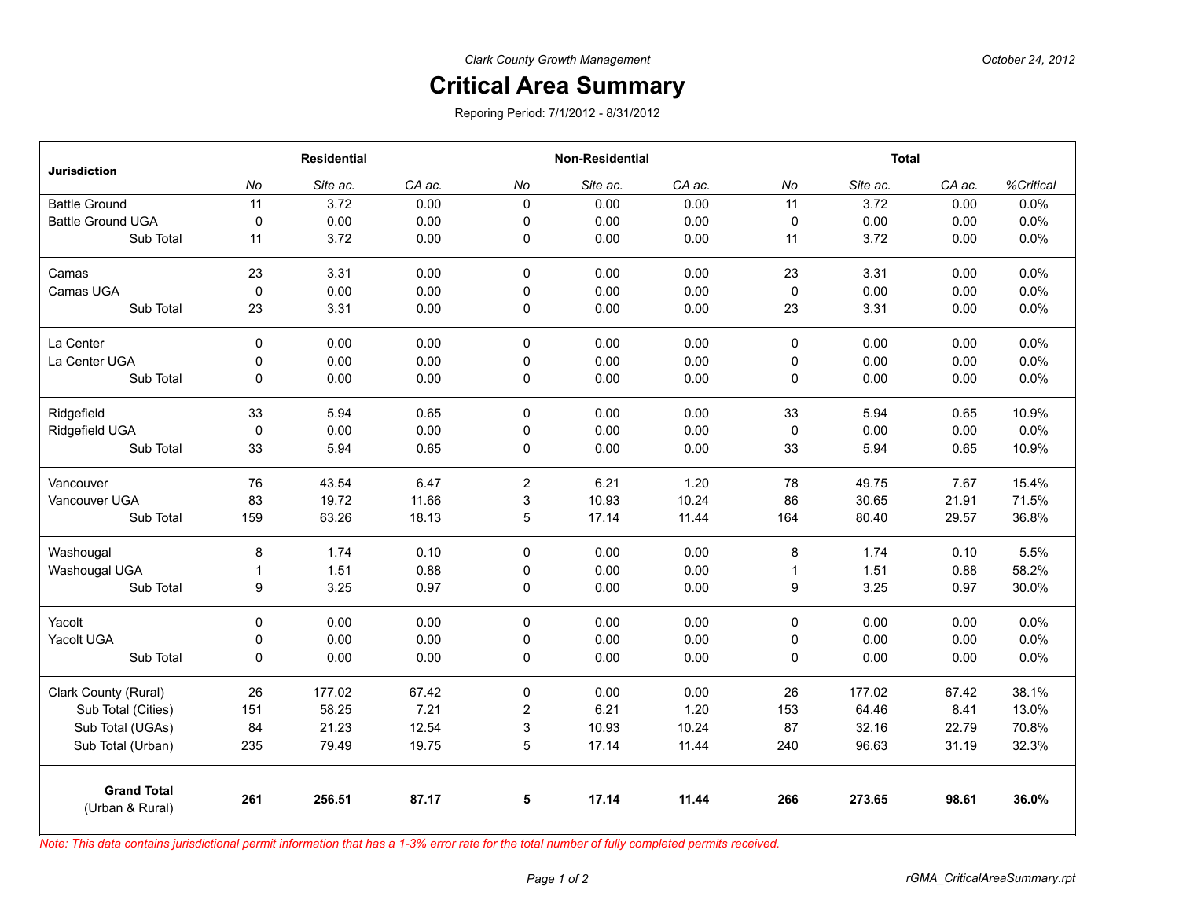Clark County Growth Management

October 24, 2012

# Critical Area Summary

Reporing Period: 7/1/2012 - 8/31/2012

| Jurisdiction | Residential | | | Non-Residential | | | Total | | | |
|---|---|---|---|---|---|---|---|---|---|---|
| | No | Site ac. | CA ac. | No | Site ac. | CA ac. | No | Site ac. | CA ac. | %Critical |
| Battle Ground | 11 | 3.72 | 0.00 | 0 | 0.00 | 0.00 | 11 | 3.72 | 0.00 | 0.0% |
| Battle Ground UGA | 0 | 0.00 | 0.00 | 0 | 0.00 | 0.00 | 0 | 0.00 | 0.00 | 0.0% |
| Sub Total | 11 | 3.72 | 0.00 | 0 | 0.00 | 0.00 | 11 | 3.72 | 0.00 | 0.0% |
| Camas | 23 | 3.31 | 0.00 | 0 | 0.00 | 0.00 | 23 | 3.31 | 0.00 | 0.0% |
| Camas UGA | 0 | 0.00 | 0.00 | 0 | 0.00 | 0.00 | 0 | 0.00 | 0.00 | 0.0% |
| Sub Total | 23 | 3.31 | 0.00 | 0 | 0.00 | 0.00 | 23 | 3.31 | 0.00 | 0.0% |
| La Center | 0 | 0.00 | 0.00 | 0 | 0.00 | 0.00 | 0 | 0.00 | 0.00 | 0.0% |
| La Center UGA | 0 | 0.00 | 0.00 | 0 | 0.00 | 0.00 | 0 | 0.00 | 0.00 | 0.0% |
| Sub Total | 0 | 0.00 | 0.00 | 0 | 0.00 | 0.00 | 0 | 0.00 | 0.00 | 0.0% |
| Ridgefield | 33 | 5.94 | 0.65 | 0 | 0.00 | 0.00 | 33 | 5.94 | 0.65 | 10.9% |
| Ridgefield UGA | 0 | 0.00 | 0.00 | 0 | 0.00 | 0.00 | 0 | 0.00 | 0.00 | 0.0% |
| Sub Total | 33 | 5.94 | 0.65 | 0 | 0.00 | 0.00 | 33 | 5.94 | 0.65 | 10.9% |
| Vancouver | 76 | 43.54 | 6.47 | 2 | 6.21 | 1.20 | 78 | 49.75 | 7.67 | 15.4% |
| Vancouver UGA | 83 | 19.72 | 11.66 | 3 | 10.93 | 10.24 | 86 | 30.65 | 21.91 | 71.5% |
| Sub Total | 159 | 63.26 | 18.13 | 5 | 17.14 | 11.44 | 164 | 80.40 | 29.57 | 36.8% |
| Washougal | 8 | 1.74 | 0.10 | 0 | 0.00 | 0.00 | 8 | 1.74 | 0.10 | 5.5% |
| Washougal UGA | 1 | 1.51 | 0.88 | 0 | 0.00 | 0.00 | 1 | 1.51 | 0.88 | 58.2% |
| Sub Total | 9 | 3.25 | 0.97 | 0 | 0.00 | 0.00 | 9 | 3.25 | 0.97 | 30.0% |
| Yacolt | 0 | 0.00 | 0.00 | 0 | 0.00 | 0.00 | 0 | 0.00 | 0.00 | 0.0% |
| Yacolt UGA | 0 | 0.00 | 0.00 | 0 | 0.00 | 0.00 | 0 | 0.00 | 0.00 | 0.0% |
| Sub Total | 0 | 0.00 | 0.00 | 0 | 0.00 | 0.00 | 0 | 0.00 | 0.00 | 0.0% |
| Clark County (Rural) | 26 | 177.02 | 67.42 | 0 | 0.00 | 0.00 | 26 | 177.02 | 67.42 | 38.1% |
| Sub Total (Cities) | 151 | 58.25 | 7.21 | 2 | 6.21 | 1.20 | 153 | 64.46 | 8.41 | 13.0% |
| Sub Total (UGAs) | 84 | 21.23 | 12.54 | 3 | 10.93 | 10.24 | 87 | 32.16 | 22.79 | 70.8% |
| Sub Total (Urban) | 235 | 79.49 | 19.75 | 5 | 17.14 | 11.44 | 240 | 96.63 | 31.19 | 32.3% |
| **Grand Total** (Urban & Rural) | **261** | **256.51** | **87.17** | **5** | **17.14** | **11.44** | **266** | **273.65** | **98.61** | **36.0%** |

*Note: This data contains jurisdictional permit information that has a 1-3% error rate for the total number of fully completed permits received.*

rGMA_CriticalAreaSummary.rpt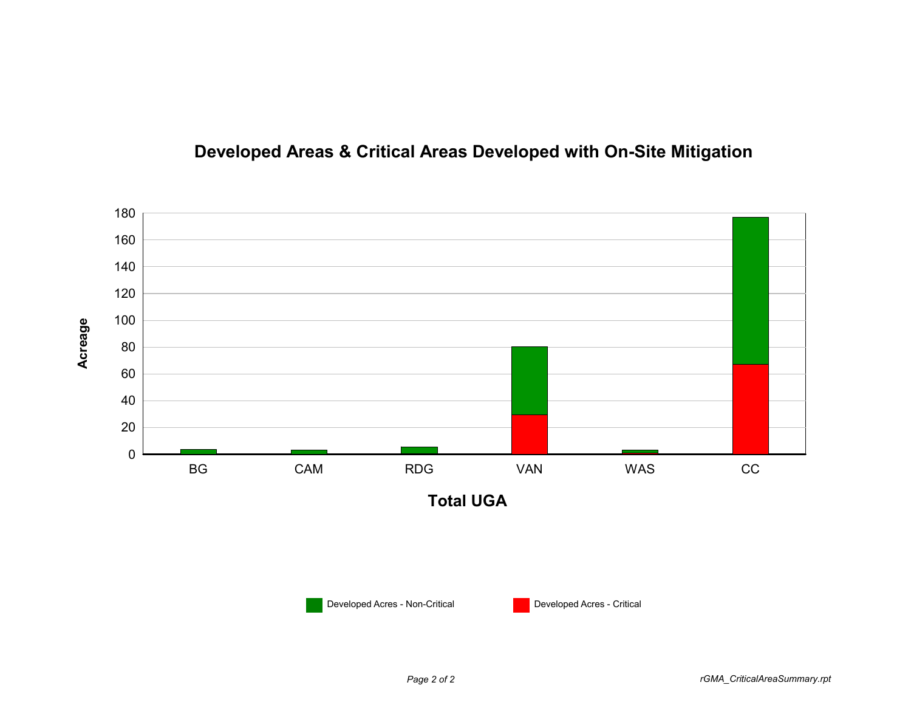# Developed Areas & Critical Areas Developed with On-Site Mitigation

Acreage

180
160
140
120
100
80
60
40
20
0

BG
CAM
RDG
VAN
WAS
CC

**Total UGA**

Developed Acres - Non-Critical
Developed Acres - Critical

*rGMA_CriticalAreaSummary.rpt*